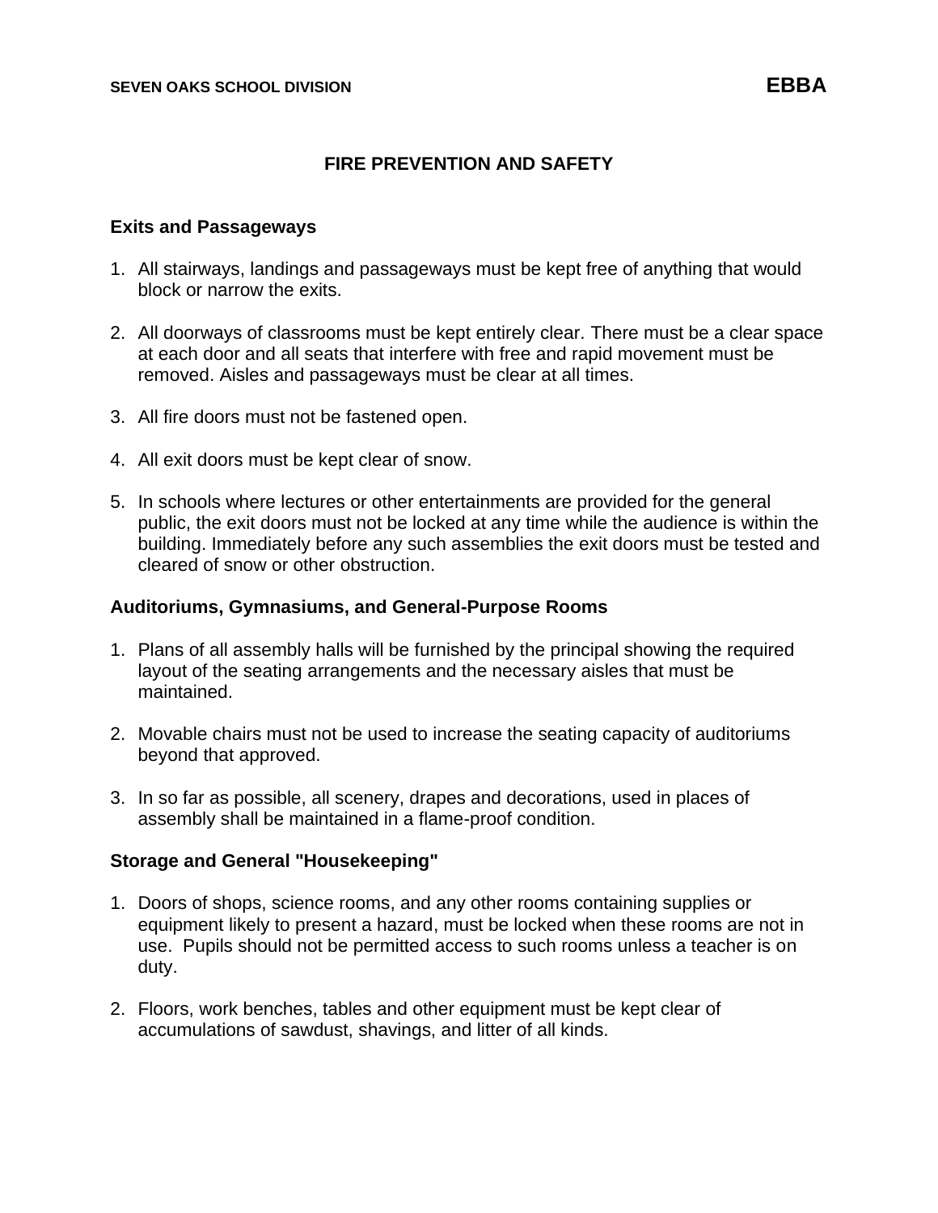SEVEN OAKS SCHOOL DIVISION **EBBA**

# FIRE PREVENTION AND SAFETY

## Exits and Passageways

1. All stairways, landings and passageways must be kept free of anything that would block or narrow the exits.

2. All doorways of classrooms must be kept entirely clear. There must be a clear space at each door and all seats that interfere with free and rapid movement must be removed. Aisles and passageways must be clear at all times.

3. All fire doors must not be fastened open.

4. All exit doors must be kept clear of snow.

5. In schools where lectures or other entertainments are provided for the general public, the exit doors must not be locked at any time while the audience is within the building. Immediately before any such assemblies the exit doors must be tested and cleared of snow or other obstruction.

## Auditoriums, Gymnasiums, and General-Purpose Rooms

1. Plans of all assembly halls will be furnished by the principal showing the required layout of the seating arrangements and the necessary aisles that must be maintained.

2. Movable chairs must not be used to increase the seating capacity of auditoriums beyond that approved.

3. In so far as possible, all scenery, drapes and decorations, used in places of assembly shall be maintained in a flame-proof condition.

## Storage and General "Housekeeping"

1. Doors of shops, science rooms, and any other rooms containing supplies or equipment likely to present a hazard, must be locked when these rooms are not in use. Pupils should not be permitted access to such rooms unless a teacher is on duty.

2. Floors, work benches, tables and other equipment must be kept clear of accumulations of sawdust, shavings, and litter of all kinds.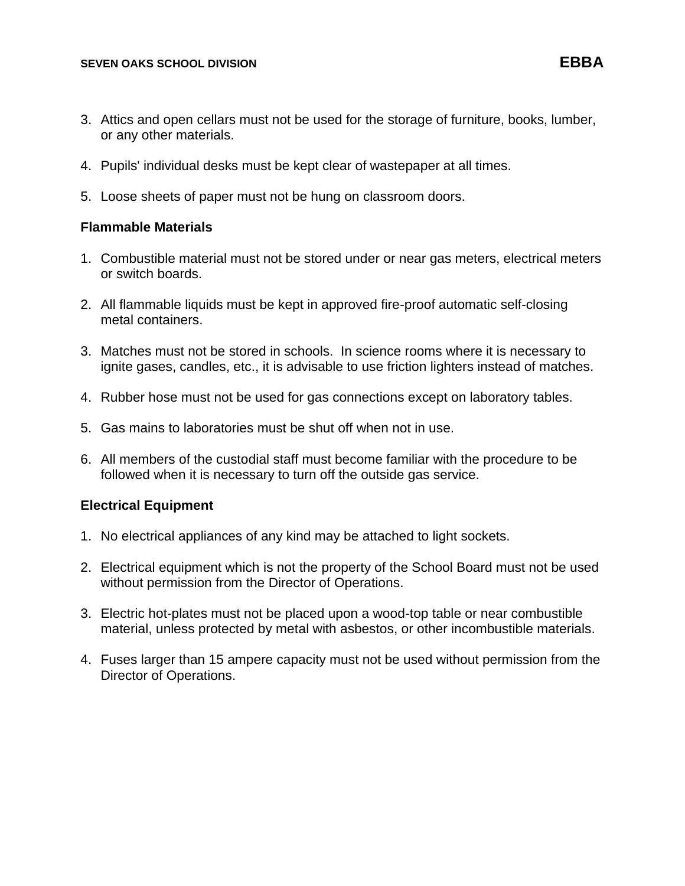3. Attics and open cellars must not be used for the storage of furniture, books, lumber, or any other materials.

4. Pupils' individual desks must be kept clear of wastepaper at all times.

5. Loose sheets of paper must not be hung on classroom doors.

**Flammable Materials**

1. Combustible material must not be stored under or near gas meters, electrical meters or switch boards.

2. All flammable liquids must be kept in approved fire-proof automatic self-closing metal containers.

3. Matches must not be stored in schools. In science rooms where it is necessary to ignite gases, candles, etc., it is advisable to use friction lighters instead of matches.

4. Rubber hose must not be used for gas connections except on laboratory tables.

5. Gas mains to laboratories must be shut off when not in use.

6. All members of the custodial staff must become familiar with the procedure to be followed when it is necessary to turn off the outside gas service.

**Electrical Equipment**

1. No electrical appliances of any kind may be attached to light sockets.

2. Electrical equipment which is not the property of the School Board must not be used without permission from the Director of Operations.

3. Electric hot-plates must not be placed upon a wood-top table or near combustible material, unless protected by metal with asbestos, or other incombustible materials.

4. Fuses larger than 15 ampere capacity must not be used without permission from the Director of Operations.